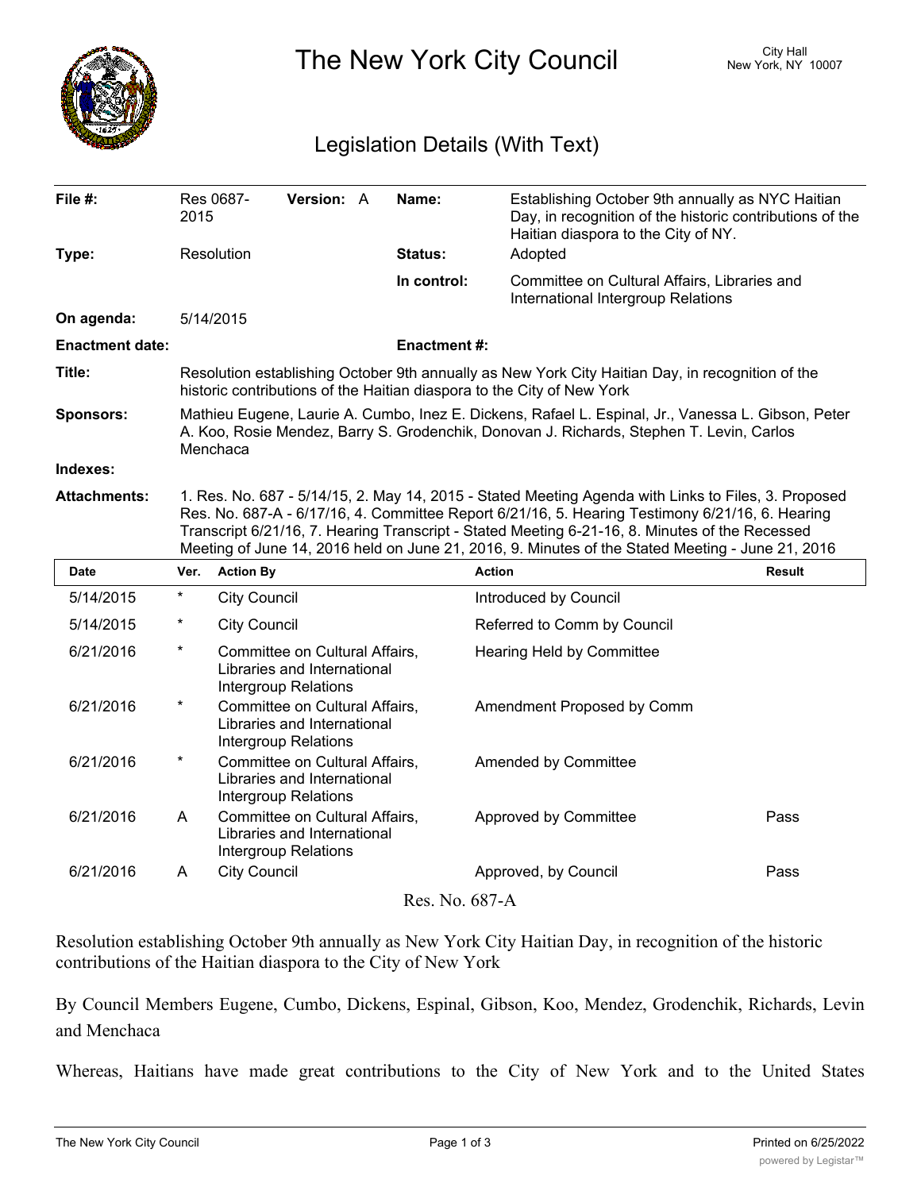# The New York City Council

City Hall
New York, NY 10007

## Legislation Details (With Text)

| | | | |
|---|---|---|---|
| **File #:** | Res 0687-2015 **Version:** A | **Name:** | Establishing October 9th annually as NYC Haitian Day, in recognition of the historic contributions of the Haitian diaspora to the City of NY. |
| **Type:** | Resolution | **Status:** | Adopted |
| | | **In control:** | Committee on Cultural Affairs, Libraries and International Intergroup Relations |
| **On agenda:** | 5/14/2015 | | |
| **Enactment date:** | | **Enactment #:** | |

**Title:** Resolution establishing October 9th annually as New York City Haitian Day, in recognition of the historic contributions of the Haitian diaspora to the City of New York

**Sponsors:** Mathieu Eugene, Laurie A. Cumbo, Inez E. Dickens, Rafael L. Espinal, Jr., Vanessa L. Gibson, Peter A. Koo, Rosie Mendez, Barry S. Grodenchik, Donovan J. Richards, Stephen T. Levin, Carlos Menchaca

**Indexes:**

**Attachments:** 1. Res. No. 687 - 5/14/15, 2. May 14, 2015 - Stated Meeting Agenda with Links to Files, 3. Proposed Res. No. 687-A - 6/17/16, 4. Committee Report 6/21/16, 5. Hearing Testimony 6/21/16, 6. Hearing Transcript 6/21/16, 7. Hearing Transcript - Stated Meeting 6-21-16, 8. Minutes of the Recessed Meeting of June 14, 2016 held on June 21, 2016, 9. Minutes of the Stated Meeting - June 21, 2016

| Date | Ver. | Action By | Action | Result |
|---|---|---|---|---|
| 5/14/2015 | * | City Council | Introduced by Council | |
| 5/14/2015 | * | City Council | Referred to Comm by Council | |
| 6/21/2016 | * | Committee on Cultural Affairs, Libraries and International Intergroup Relations | Hearing Held by Committee | |
| 6/21/2016 | * | Committee on Cultural Affairs, Libraries and International Intergroup Relations | Amendment Proposed by Comm | |
| 6/21/2016 | * | Committee on Cultural Affairs, Libraries and International Intergroup Relations | Amended by Committee | |
| 6/21/2016 | A | Committee on Cultural Affairs, Libraries and International Intergroup Relations | Approved by Committee | Pass |
| 6/21/2016 | A | City Council | Approved, by Council | Pass |

Res. No. 687-A

Resolution establishing October 9th annually as New York City Haitian Day, in recognition of the historic contributions of the Haitian diaspora to the City of New York

By Council Members Eugene, Cumbo, Dickens, Espinal, Gibson, Koo, Mendez, Grodenchik, Richards, Levin and Menchaca

Whereas, Haitians have made great contributions to the City of New York and to the United States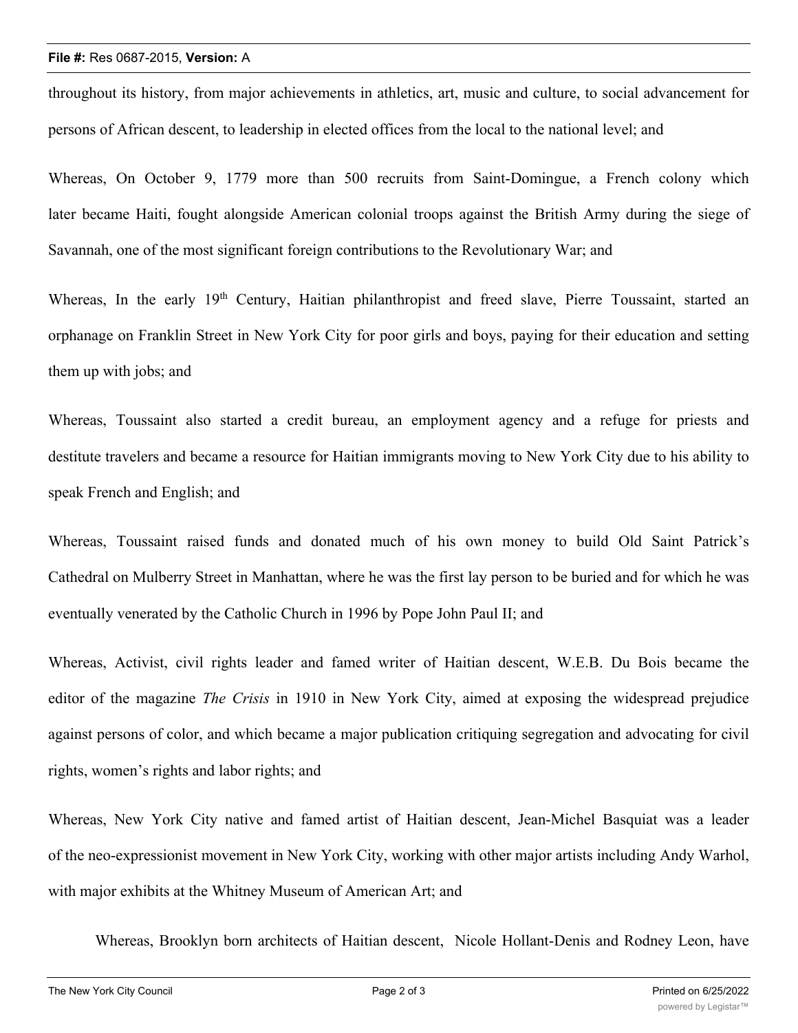throughout its history, from major achievements in athletics, art, music and culture, to social advancement for persons of African descent, to leadership in elected offices from the local to the national level; and

Whereas, On October 9, 1779 more than 500 recruits from Saint-Domingue, a French colony which later became Haiti, fought alongside American colonial troops against the British Army during the siege of Savannah, one of the most significant foreign contributions to the Revolutionary War; and

Whereas, In the early 19th Century, Haitian philanthropist and freed slave, Pierre Toussaint, started an orphanage on Franklin Street in New York City for poor girls and boys, paying for their education and setting them up with jobs; and

Whereas, Toussaint also started a credit bureau, an employment agency and a refuge for priests and destitute travelers and became a resource for Haitian immigrants moving to New York City due to his ability to speak French and English; and

Whereas, Toussaint raised funds and donated much of his own money to build Old Saint Patrick's Cathedral on Mulberry Street in Manhattan, where he was the first lay person to be buried and for which he was eventually venerated by the Catholic Church in 1996 by Pope John Paul II; and

Whereas, Activist, civil rights leader and famed writer of Haitian descent, W.E.B. Du Bois became the editor of the magazine *The Crisis* in 1910 in New York City, aimed at exposing the widespread prejudice against persons of color, and which became a major publication critiquing segregation and advocating for civil rights, women's rights and labor rights; and

Whereas, New York City native and famed artist of Haitian descent, Jean-Michel Basquiat was a leader of the neo-expressionist movement in New York City, working with other major artists including Andy Warhol, with major exhibits at the Whitney Museum of American Art; and

Whereas, Brooklyn born architects of Haitian descent, Nicole Hollant-Denis and Rodney Leon, have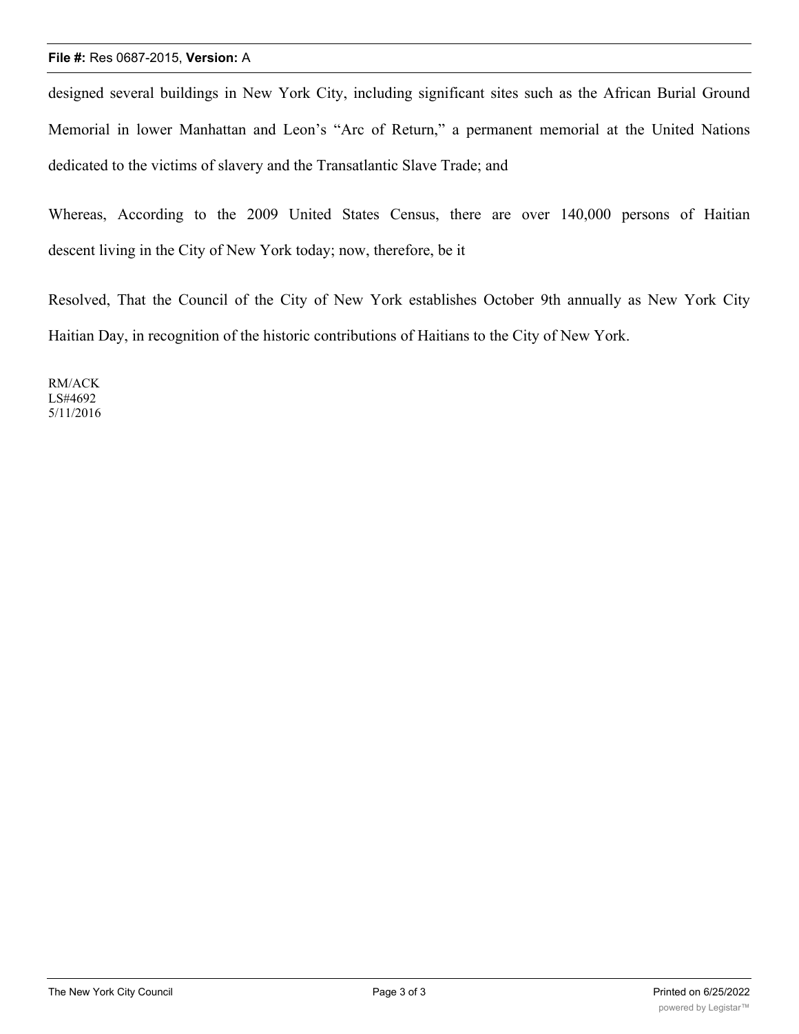designed several buildings in New York City, including significant sites such as the African Burial Ground Memorial in lower Manhattan and Leon's "Arc of Return," a permanent memorial at the United Nations dedicated to the victims of slavery and the Transatlantic Slave Trade; and

Whereas, According to the 2009 United States Census, there are over 140,000 persons of Haitian descent living in the City of New York today; now, therefore, be it

Resolved, That the Council of the City of New York establishes October 9th annually as New York City Haitian Day, in recognition of the historic contributions of Haitians to the City of New York.

RM/ACK
LS#4692
5/11/2016